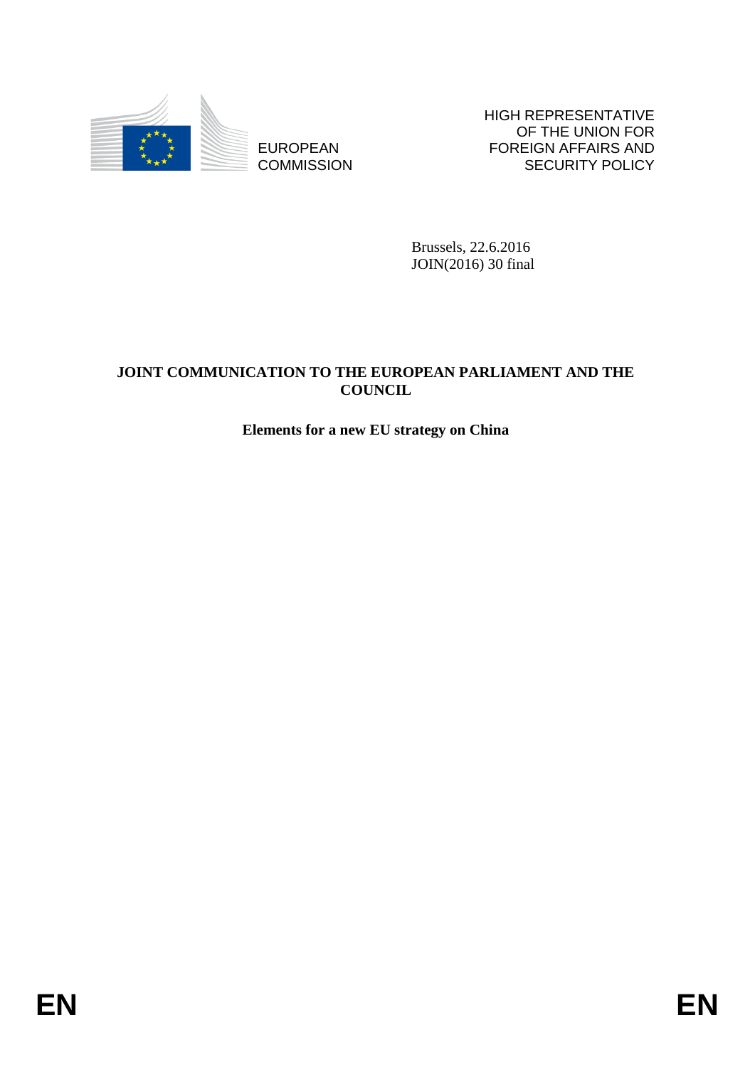EUROPEAN COMMISSION

HIGH REPRESENTATIVE OF THE UNION FOR FOREIGN AFFAIRS AND SECURITY POLICY

Brussels, 22.6.2016
JOIN(2016) 30 final

**JOINT COMMUNICATION TO THE EUROPEAN PARLIAMENT AND THE COUNCIL**

**Elements for a new EU strategy on China**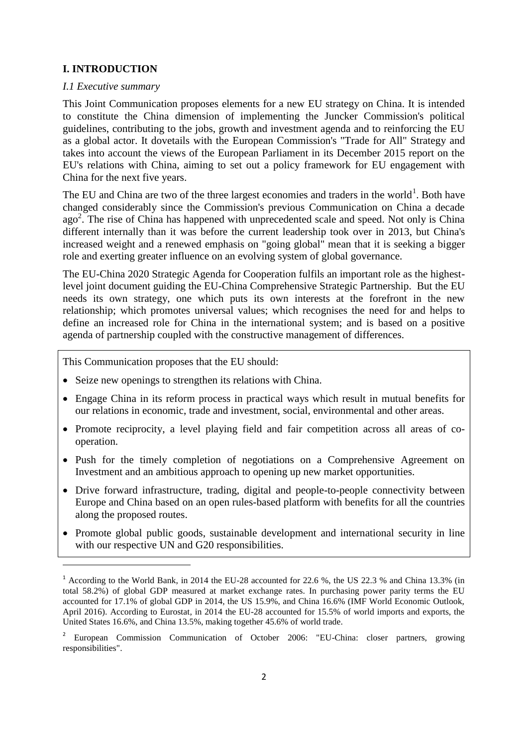## I. INTRODUCTION

*I.1 Executive summary*

This Joint Communication proposes elements for a new EU strategy on China. It is intended to constitute the China dimension of implementing the Juncker Commission's political guidelines, contributing to the jobs, growth and investment agenda and to reinforcing the EU as a global actor. It dovetails with the European Commission's "Trade for All" Strategy and takes into account the views of the European Parliament in its December 2015 report on the EU's relations with China, aiming to set out a policy framework for EU engagement with China for the next five years.

The EU and China are two of the three largest economies and traders in the world[1]. Both have changed considerably since the Commission's previous Communication on China a decade ago[2]. The rise of China has happened with unprecedented scale and speed. Not only is China different internally than it was before the current leadership took over in 2013, but China's increased weight and a renewed emphasis on "going global" mean that it is seeking a bigger role and exerting greater influence on an evolving system of global governance.

The EU-China 2020 Strategic Agenda for Cooperation fulfils an important role as the highest-level joint document guiding the EU-China Comprehensive Strategic Partnership. But the EU needs its own strategy, one which puts its own interests at the forefront in the new relationship; which promotes universal values; which recognises the need for and helps to define an increased role for China in the international system; and is based on a positive agenda of partnership coupled with the constructive management of differences.

This Communication proposes that the EU should:

- Seize new openings to strengthen its relations with China.
- Engage China in its reform process in practical ways which result in mutual benefits for our relations in economic, trade and investment, social, environmental and other areas.
- Promote reciprocity, a level playing field and fair competition across all areas of co-operation.
- Push for the timely completion of negotiations on a Comprehensive Agreement on Investment and an ambitious approach to opening up new market opportunities.
- Drive forward infrastructure, trading, digital and people-to-people connectivity between Europe and China based on an open rules-based platform with benefits for all the countries along the proposed routes.
- Promote global public goods, sustainable development and international security in line with our respective UN and G20 responsibilities.

---

[1] According to the World Bank, in 2014 the EU-28 accounted for 22.6 %, the US 22.3 % and China 13.3% (in total 58.2%) of global GDP measured at market exchange rates. In purchasing power parity terms the EU accounted for 17.1% of global GDP in 2014, the US 15.9%, and China 16.6% (IMF World Economic Outlook, April 2016). According to Eurostat, in 2014 the EU-28 accounted for 15.5% of world imports and exports, the United States 16.6%, and China 13.5%, making together 45.6% of world trade.

[2] European Commission Communication of October 2006: "EU-China: closer partners, growing responsibilities".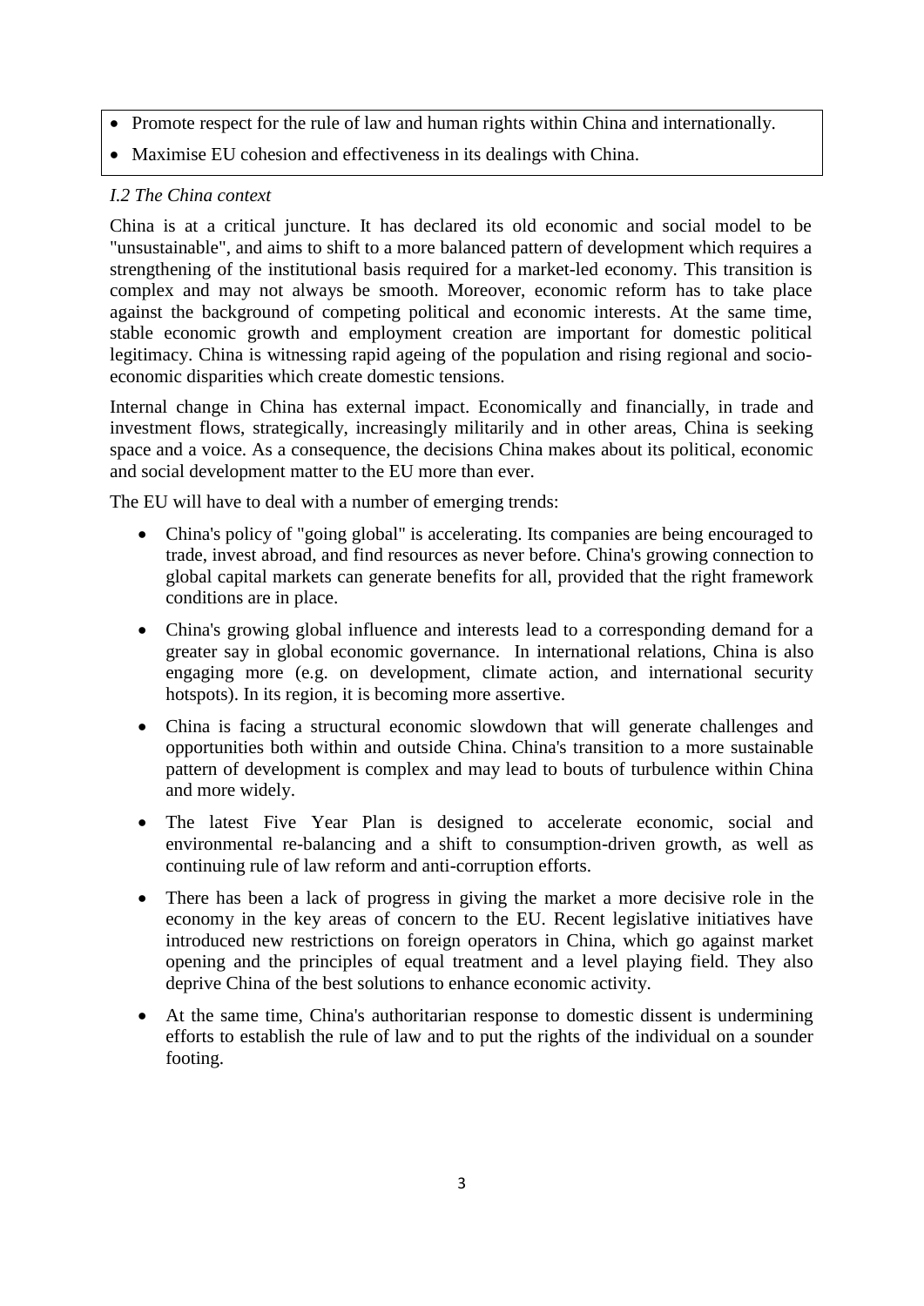- Promote respect for the rule of law and human rights within China and internationally.
- Maximise EU cohesion and effectiveness in its dealings with China.

*I.2 The China context*

China is at a critical juncture. It has declared its old economic and social model to be "unsustainable", and aims to shift to a more balanced pattern of development which requires a strengthening of the institutional basis required for a market-led economy. This transition is complex and may not always be smooth. Moreover, economic reform has to take place against the background of competing political and economic interests. At the same time, stable economic growth and employment creation are important for domestic political legitimacy. China is witnessing rapid ageing of the population and rising regional and socio-economic disparities which create domestic tensions.

Internal change in China has external impact. Economically and financially, in trade and investment flows, strategically, increasingly militarily and in other areas, China is seeking space and a voice. As a consequence, the decisions China makes about its political, economic and social development matter to the EU more than ever.

The EU will have to deal with a number of emerging trends:

- China's policy of "going global" is accelerating. Its companies are being encouraged to trade, invest abroad, and find resources as never before. China's growing connection to global capital markets can generate benefits for all, provided that the right framework conditions are in place.
- China's growing global influence and interests lead to a corresponding demand for a greater say in global economic governance. In international relations, China is also engaging more (e.g. on development, climate action, and international security hotspots). In its region, it is becoming more assertive.
- China is facing a structural economic slowdown that will generate challenges and opportunities both within and outside China. China's transition to a more sustainable pattern of development is complex and may lead to bouts of turbulence within China and more widely.
- The latest Five Year Plan is designed to accelerate economic, social and environmental re-balancing and a shift to consumption-driven growth, as well as continuing rule of law reform and anti-corruption efforts.
- There has been a lack of progress in giving the market a more decisive role in the economy in the key areas of concern to the EU. Recent legislative initiatives have introduced new restrictions on foreign operators in China, which go against market opening and the principles of equal treatment and a level playing field. They also deprive China of the best solutions to enhance economic activity.
- At the same time, China's authoritarian response to domestic dissent is undermining efforts to establish the rule of law and to put the rights of the individual on a sounder footing.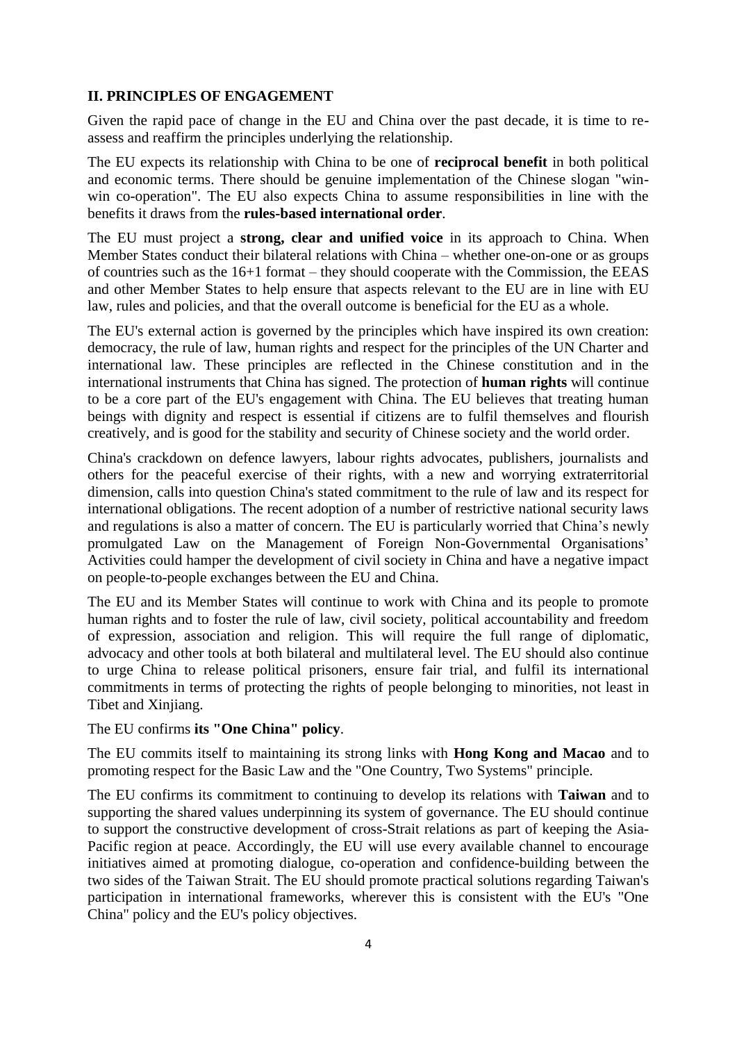## II. PRINCIPLES OF ENGAGEMENT

Given the rapid pace of change in the EU and China over the past decade, it is time to re-assess and reaffirm the principles underlying the relationship.

The EU expects its relationship with China to be one of **reciprocal benefit** in both political and economic terms. There should be genuine implementation of the Chinese slogan "win-win co-operation". The EU also expects China to assume responsibilities in line with the benefits it draws from the **rules-based international order**.

The EU must project a **strong, clear and unified voice** in its approach to China. When Member States conduct their bilateral relations with China – whether one-on-one or as groups of countries such as the 16+1 format – they should cooperate with the Commission, the EEAS and other Member States to help ensure that aspects relevant to the EU are in line with EU law, rules and policies, and that the overall outcome is beneficial for the EU as a whole.

The EU's external action is governed by the principles which have inspired its own creation: democracy, the rule of law, human rights and respect for the principles of the UN Charter and international law. These principles are reflected in the Chinese constitution and in the international instruments that China has signed. The protection of **human rights** will continue to be a core part of the EU's engagement with China. The EU believes that treating human beings with dignity and respect is essential if citizens are to fulfil themselves and flourish creatively, and is good for the stability and security of Chinese society and the world order.

China's crackdown on defence lawyers, labour rights advocates, publishers, journalists and others for the peaceful exercise of their rights, with a new and worrying extraterritorial dimension, calls into question China's stated commitment to the rule of law and its respect for international obligations. The recent adoption of a number of restrictive national security laws and regulations is also a matter of concern. The EU is particularly worried that China's newly promulgated Law on the Management of Foreign Non-Governmental Organisations' Activities could hamper the development of civil society in China and have a negative impact on people-to-people exchanges between the EU and China.

The EU and its Member States will continue to work with China and its people to promote human rights and to foster the rule of law, civil society, political accountability and freedom of expression, association and religion. This will require the full range of diplomatic, advocacy and other tools at both bilateral and multilateral level. The EU should also continue to urge China to release political prisoners, ensure fair trial, and fulfil its international commitments in terms of protecting the rights of people belonging to minorities, not least in Tibet and Xinjiang.

The EU confirms **its "One China" policy**.

The EU commits itself to maintaining its strong links with **Hong Kong and Macao** and to promoting respect for the Basic Law and the "One Country, Two Systems" principle.

The EU confirms its commitment to continuing to develop its relations with **Taiwan** and to supporting the shared values underpinning its system of governance. The EU should continue to support the constructive development of cross-Strait relations as part of keeping the Asia-Pacific region at peace. Accordingly, the EU will use every available channel to encourage initiatives aimed at promoting dialogue, co-operation and confidence-building between the two sides of the Taiwan Strait. The EU should promote practical solutions regarding Taiwan's participation in international frameworks, wherever this is consistent with the EU's "One China" policy and the EU's policy objectives.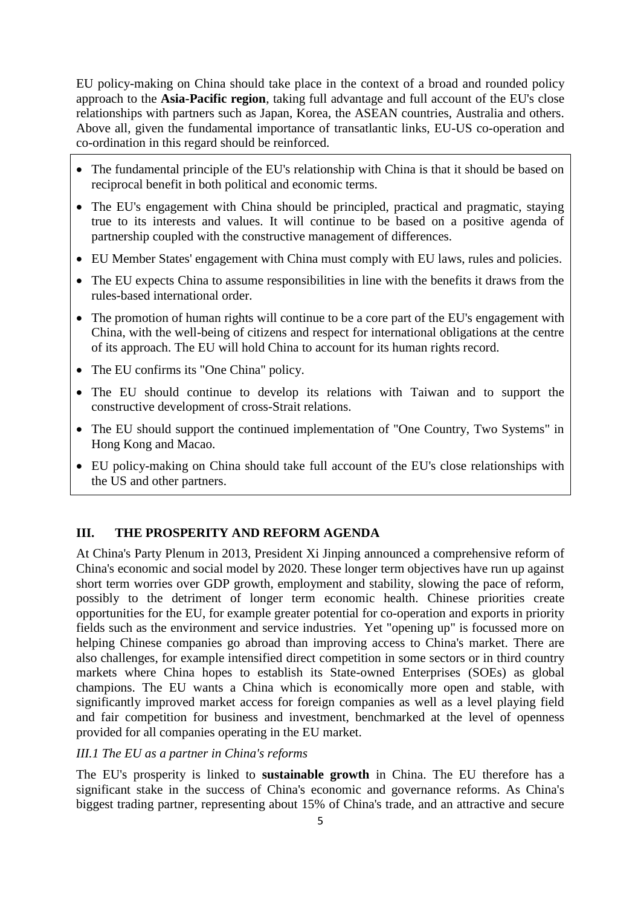EU policy-making on China should take place in the context of a broad and rounded policy approach to the **Asia-Pacific region**, taking full advantage and full account of the EU's close relationships with partners such as Japan, Korea, the ASEAN countries, Australia and others. Above all, given the fundamental importance of transatlantic links, EU-US co-operation and co-ordination in this regard should be reinforced.

- The fundamental principle of the EU's relationship with China is that it should be based on reciprocal benefit in both political and economic terms.
- The EU's engagement with China should be principled, practical and pragmatic, staying true to its interests and values. It will continue to be based on a positive agenda of partnership coupled with the constructive management of differences.
- EU Member States' engagement with China must comply with EU laws, rules and policies.
- The EU expects China to assume responsibilities in line with the benefits it draws from the rules-based international order.
- The promotion of human rights will continue to be a core part of the EU's engagement with China, with the well-being of citizens and respect for international obligations at the centre of its approach. The EU will hold China to account for its human rights record.
- The EU confirms its "One China" policy.
- The EU should continue to develop its relations with Taiwan and to support the constructive development of cross-Strait relations.
- The EU should support the continued implementation of "One Country, Two Systems" in Hong Kong and Macao.
- EU policy-making on China should take full account of the EU's close relationships with the US and other partners.

## III. THE PROSPERITY AND REFORM AGENDA

At China's Party Plenum in 2013, President Xi Jinping announced a comprehensive reform of China's economic and social model by 2020. These longer term objectives have run up against short term worries over GDP growth, employment and stability, slowing the pace of reform, possibly to the detriment of longer term economic health. Chinese priorities create opportunities for the EU, for example greater potential for co-operation and exports in priority fields such as the environment and service industries. Yet "opening up" is focussed more on helping Chinese companies go abroad than improving access to China's market. There are also challenges, for example intensified direct competition in some sectors or in third country markets where China hopes to establish its State-owned Enterprises (SOEs) as global champions. The EU wants a China which is economically more open and stable, with significantly improved market access for foreign companies as well as a level playing field and fair competition for business and investment, benchmarked at the level of openness provided for all companies operating in the EU market.

### *III.1 The EU as a partner in China's reforms*

The EU's prosperity is linked to **sustainable growth** in China. The EU therefore has a significant stake in the success of China's economic and governance reforms. As China's biggest trading partner, representing about 15% of China's trade, and an attractive and secure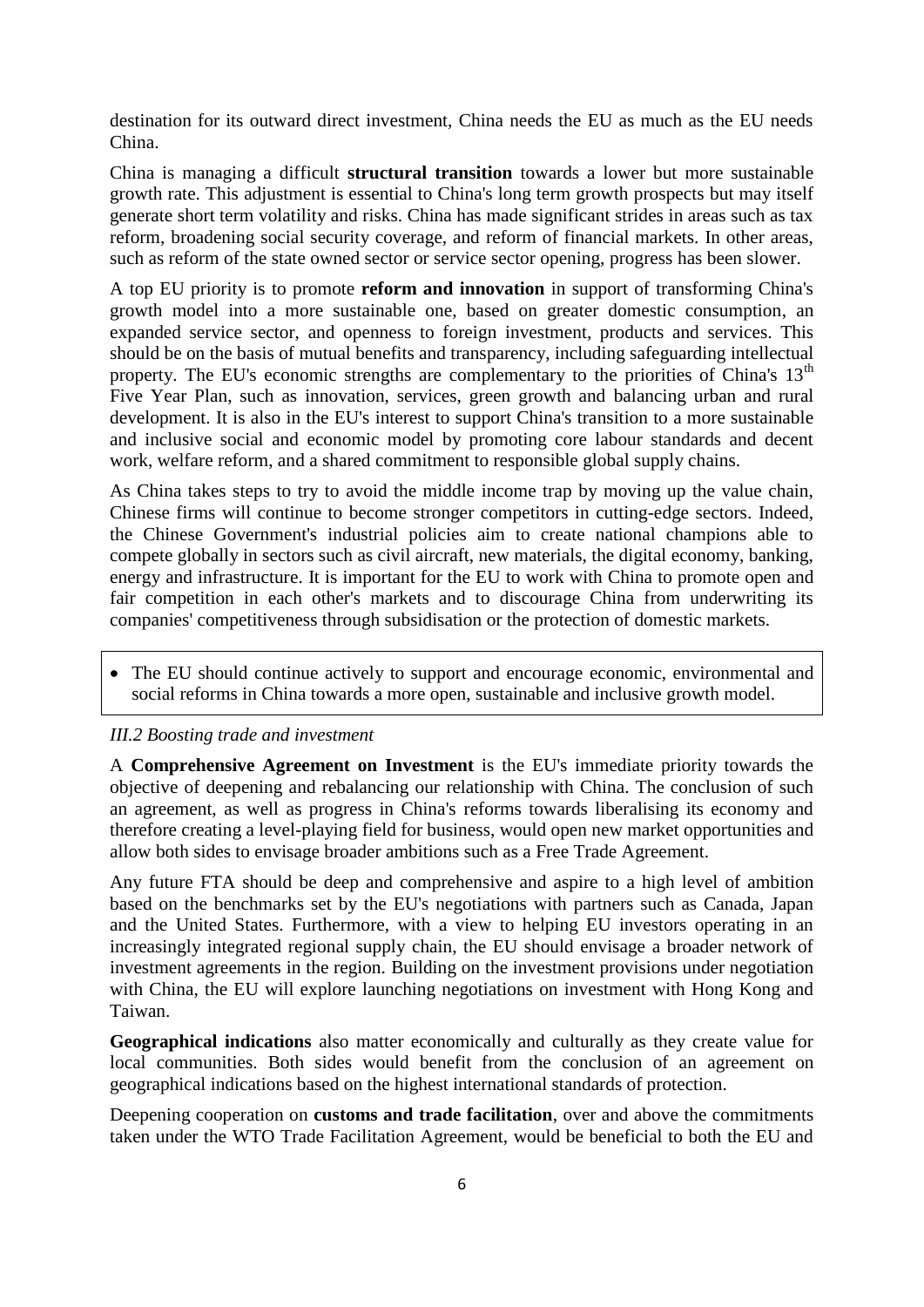destination for its outward direct investment, China needs the EU as much as the EU needs China.

China is managing a difficult **structural transition** towards a lower but more sustainable growth rate. This adjustment is essential to China's long term growth prospects but may itself generate short term volatility and risks. China has made significant strides in areas such as tax reform, broadening social security coverage, and reform of financial markets. In other areas, such as reform of the state owned sector or service sector opening, progress has been slower.

A top EU priority is to promote **reform and innovation** in support of transforming China's growth model into a more sustainable one, based on greater domestic consumption, an expanded service sector, and openness to foreign investment, products and services. This should be on the basis of mutual benefits and transparency, including safeguarding intellectual property. The EU's economic strengths are complementary to the priorities of China's 13th Five Year Plan, such as innovation, services, green growth and balancing urban and rural development. It is also in the EU's interest to support China's transition to a more sustainable and inclusive social and economic model by promoting core labour standards and decent work, welfare reform, and a shared commitment to responsible global supply chains.

As China takes steps to try to avoid the middle income trap by moving up the value chain, Chinese firms will continue to become stronger competitors in cutting-edge sectors. Indeed, the Chinese Government's industrial policies aim to create national champions able to compete globally in sectors such as civil aircraft, new materials, the digital economy, banking, energy and infrastructure. It is important for the EU to work with China to promote open and fair competition in each other's markets and to discourage China from underwriting its companies' competitiveness through subsidisation or the protection of domestic markets.

- The EU should continue actively to support and encourage economic, environmental and social reforms in China towards a more open, sustainable and inclusive growth model.

*III.2 Boosting trade and investment*

A **Comprehensive Agreement on Investment** is the EU's immediate priority towards the objective of deepening and rebalancing our relationship with China. The conclusion of such an agreement, as well as progress in China's reforms towards liberalising its economy and therefore creating a level-playing field for business, would open new market opportunities and allow both sides to envisage broader ambitions such as a Free Trade Agreement.

Any future FTA should be deep and comprehensive and aspire to a high level of ambition based on the benchmarks set by the EU's negotiations with partners such as Canada, Japan and the United States. Furthermore, with a view to helping EU investors operating in an increasingly integrated regional supply chain, the EU should envisage a broader network of investment agreements in the region. Building on the investment provisions under negotiation with China, the EU will explore launching negotiations on investment with Hong Kong and Taiwan.

**Geographical indications** also matter economically and culturally as they create value for local communities. Both sides would benefit from the conclusion of an agreement on geographical indications based on the highest international standards of protection.

Deepening cooperation on **customs and trade facilitation**, over and above the commitments taken under the WTO Trade Facilitation Agreement, would be beneficial to both the EU and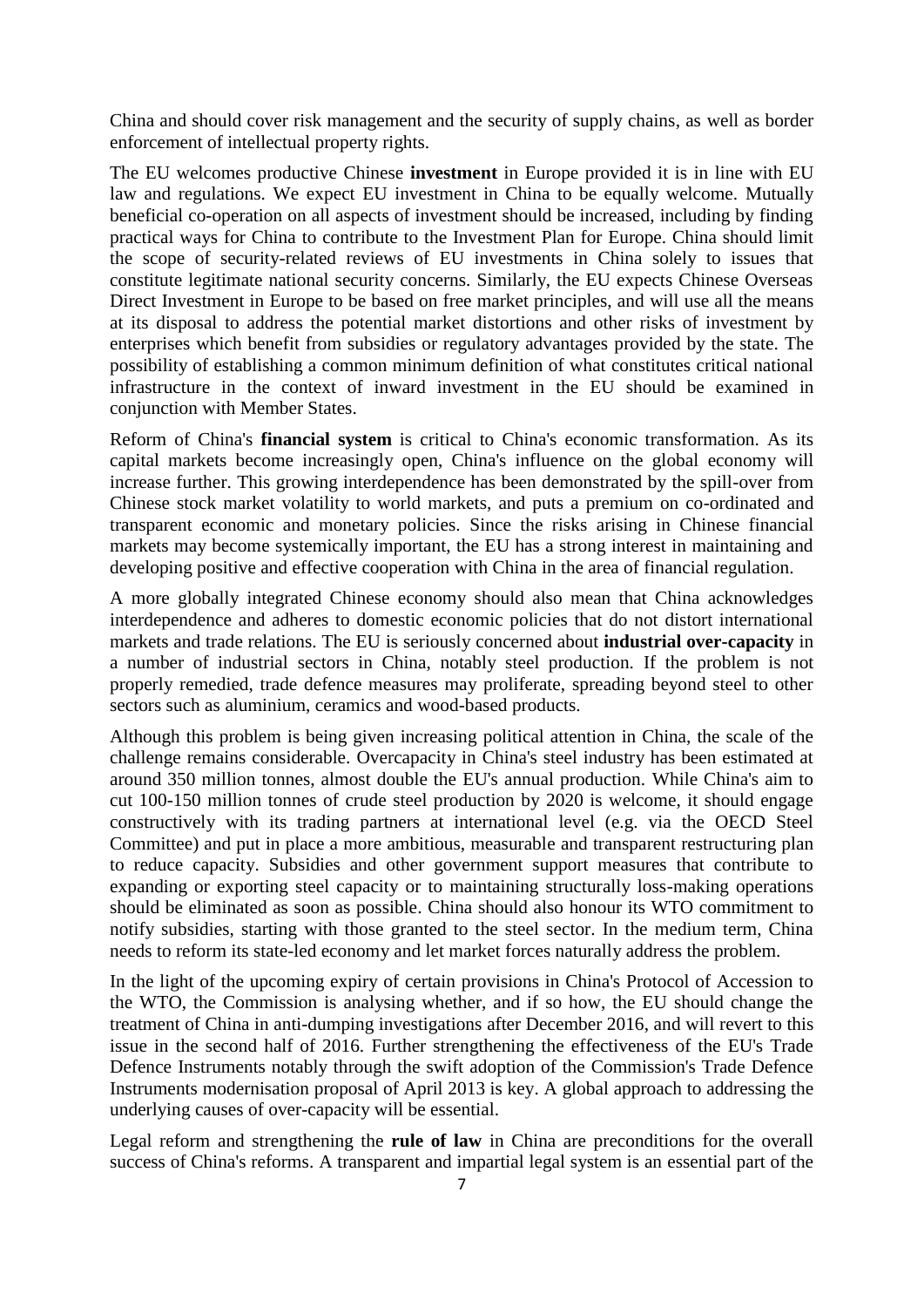China and should cover risk management and the security of supply chains, as well as border enforcement of intellectual property rights.

The EU welcomes productive Chinese **investment** in Europe provided it is in line with EU law and regulations. We expect EU investment in China to be equally welcome. Mutually beneficial co-operation on all aspects of investment should be increased, including by finding practical ways for China to contribute to the Investment Plan for Europe. China should limit the scope of security-related reviews of EU investments in China solely to issues that constitute legitimate national security concerns. Similarly, the EU expects Chinese Overseas Direct Investment in Europe to be based on free market principles, and will use all the means at its disposal to address the potential market distortions and other risks of investment by enterprises which benefit from subsidies or regulatory advantages provided by the state. The possibility of establishing a common minimum definition of what constitutes critical national infrastructure in the context of inward investment in the EU should be examined in conjunction with Member States.

Reform of China's **financial system** is critical to China's economic transformation. As its capital markets become increasingly open, China's influence on the global economy will increase further. This growing interdependence has been demonstrated by the spill-over from Chinese stock market volatility to world markets, and puts a premium on co-ordinated and transparent economic and monetary policies. Since the risks arising in Chinese financial markets may become systemically important, the EU has a strong interest in maintaining and developing positive and effective cooperation with China in the area of financial regulation.

A more globally integrated Chinese economy should also mean that China acknowledges interdependence and adheres to domestic economic policies that do not distort international markets and trade relations. The EU is seriously concerned about **industrial over-capacity** in a number of industrial sectors in China, notably steel production. If the problem is not properly remedied, trade defence measures may proliferate, spreading beyond steel to other sectors such as aluminium, ceramics and wood-based products.

Although this problem is being given increasing political attention in China, the scale of the challenge remains considerable. Overcapacity in China's steel industry has been estimated at around 350 million tonnes, almost double the EU's annual production. While China's aim to cut 100-150 million tonnes of crude steel production by 2020 is welcome, it should engage constructively with its trading partners at international level (e.g. via the OECD Steel Committee) and put in place a more ambitious, measurable and transparent restructuring plan to reduce capacity. Subsidies and other government support measures that contribute to expanding or exporting steel capacity or to maintaining structurally loss-making operations should be eliminated as soon as possible. China should also honour its WTO commitment to notify subsidies, starting with those granted to the steel sector. In the medium term, China needs to reform its state-led economy and let market forces naturally address the problem.

In the light of the upcoming expiry of certain provisions in China's Protocol of Accession to the WTO, the Commission is analysing whether, and if so how, the EU should change the treatment of China in anti-dumping investigations after December 2016, and will revert to this issue in the second half of 2016. Further strengthening the effectiveness of the EU's Trade Defence Instruments notably through the swift adoption of the Commission's Trade Defence Instruments modernisation proposal of April 2013 is key. A global approach to addressing the underlying causes of over-capacity will be essential.

Legal reform and strengthening the **rule of law** in China are preconditions for the overall success of China's reforms. A transparent and impartial legal system is an essential part of the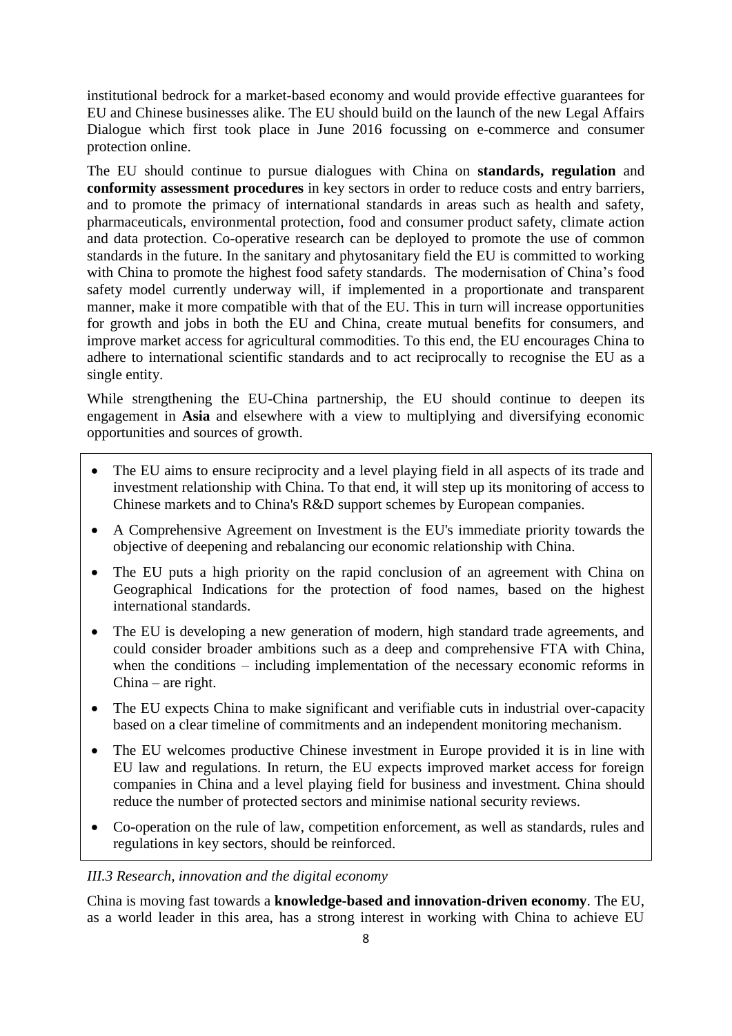institutional bedrock for a market-based economy and would provide effective guarantees for EU and Chinese businesses alike. The EU should build on the launch of the new Legal Affairs Dialogue which first took place in June 2016 focussing on e-commerce and consumer protection online.

The EU should continue to pursue dialogues with China on **standards, regulation** and **conformity assessment procedures** in key sectors in order to reduce costs and entry barriers, and to promote the primacy of international standards in areas such as health and safety, pharmaceuticals, environmental protection, food and consumer product safety, climate action and data protection. Co-operative research can be deployed to promote the use of common standards in the future. In the sanitary and phytosanitary field the EU is committed to working with China to promote the highest food safety standards. The modernisation of China's food safety model currently underway will, if implemented in a proportionate and transparent manner, make it more compatible with that of the EU. This in turn will increase opportunities for growth and jobs in both the EU and China, create mutual benefits for consumers, and improve market access for agricultural commodities. To this end, the EU encourages China to adhere to international scientific standards and to act reciprocally to recognise the EU as a single entity.

While strengthening the EU-China partnership, the EU should continue to deepen its engagement in **Asia** and elsewhere with a view to multiplying and diversifying economic opportunities and sources of growth.

- The EU aims to ensure reciprocity and a level playing field in all aspects of its trade and investment relationship with China. To that end, it will step up its monitoring of access to Chinese markets and to China's R&D support schemes by European companies.
- A Comprehensive Agreement on Investment is the EU's immediate priority towards the objective of deepening and rebalancing our economic relationship with China.
- The EU puts a high priority on the rapid conclusion of an agreement with China on Geographical Indications for the protection of food names, based on the highest international standards.
- The EU is developing a new generation of modern, high standard trade agreements, and could consider broader ambitions such as a deep and comprehensive FTA with China, when the conditions – including implementation of the necessary economic reforms in China – are right.
- The EU expects China to make significant and verifiable cuts in industrial over-capacity based on a clear timeline of commitments and an independent monitoring mechanism.
- The EU welcomes productive Chinese investment in Europe provided it is in line with EU law and regulations. In return, the EU expects improved market access for foreign companies in China and a level playing field for business and investment. China should reduce the number of protected sectors and minimise national security reviews.
- Co-operation on the rule of law, competition enforcement, as well as standards, rules and regulations in key sectors, should be reinforced.

### *III.3 Research, innovation and the digital economy*

China is moving fast towards a **knowledge-based and innovation-driven economy**. The EU, as a world leader in this area, has a strong interest in working with China to achieve EU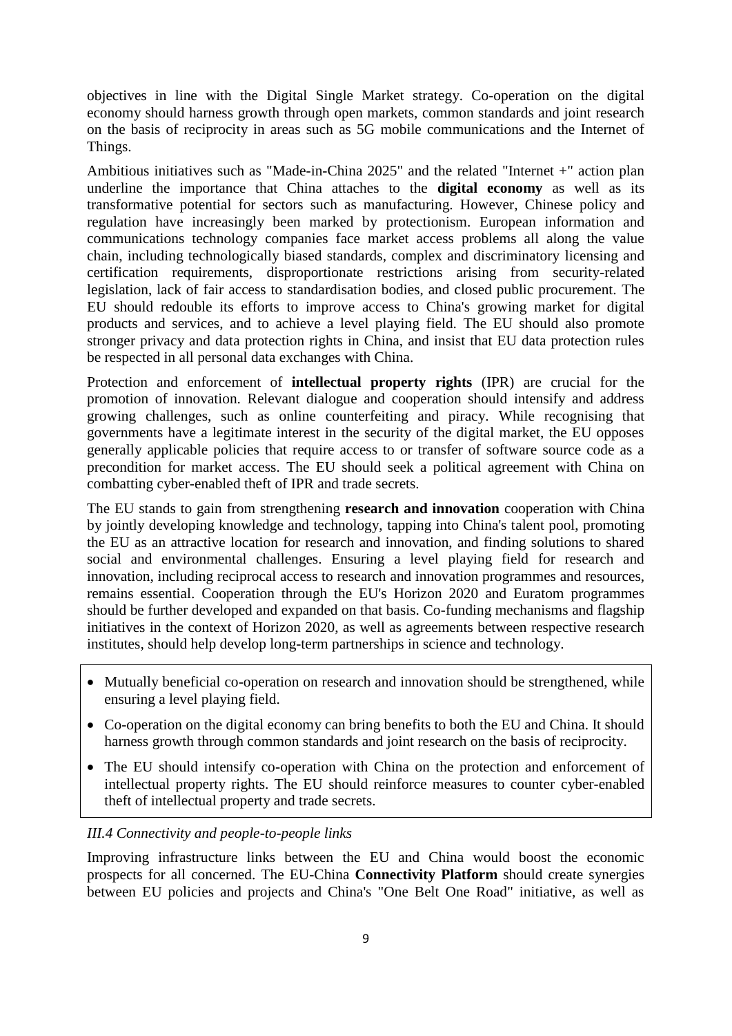objectives in line with the Digital Single Market strategy. Co-operation on the digital economy should harness growth through open markets, common standards and joint research on the basis of reciprocity in areas such as 5G mobile communications and the Internet of Things.

Ambitious initiatives such as "Made-in-China 2025" and the related "Internet +" action plan underline the importance that China attaches to the **digital economy** as well as its transformative potential for sectors such as manufacturing. However, Chinese policy and regulation have increasingly been marked by protectionism. European information and communications technology companies face market access problems all along the value chain, including technologically biased standards, complex and discriminatory licensing and certification requirements, disproportionate restrictions arising from security-related legislation, lack of fair access to standardisation bodies, and closed public procurement. The EU should redouble its efforts to improve access to China's growing market for digital products and services, and to achieve a level playing field. The EU should also promote stronger privacy and data protection rights in China, and insist that EU data protection rules be respected in all personal data exchanges with China.

Protection and enforcement of **intellectual property rights** (IPR) are crucial for the promotion of innovation. Relevant dialogue and cooperation should intensify and address growing challenges, such as online counterfeiting and piracy. While recognising that governments have a legitimate interest in the security of the digital market, the EU opposes generally applicable policies that require access to or transfer of software source code as a precondition for market access. The EU should seek a political agreement with China on combatting cyber-enabled theft of IPR and trade secrets.

The EU stands to gain from strengthening **research and innovation** cooperation with China by jointly developing knowledge and technology, tapping into China's talent pool, promoting the EU as an attractive location for research and innovation, and finding solutions to shared social and environmental challenges. Ensuring a level playing field for research and innovation, including reciprocal access to research and innovation programmes and resources, remains essential. Cooperation through the EU's Horizon 2020 and Euratom programmes should be further developed and expanded on that basis. Co-funding mechanisms and flagship initiatives in the context of Horizon 2020, as well as agreements between respective research institutes, should help develop long-term partnerships in science and technology.

- Mutually beneficial co-operation on research and innovation should be strengthened, while ensuring a level playing field.
- Co-operation on the digital economy can bring benefits to both the EU and China. It should harness growth through common standards and joint research on the basis of reciprocity.
- The EU should intensify co-operation with China on the protection and enforcement of intellectual property rights. The EU should reinforce measures to counter cyber-enabled theft of intellectual property and trade secrets.

### *III.4 Connectivity and people-to-people links*

Improving infrastructure links between the EU and China would boost the economic prospects for all concerned. The EU-China **Connectivity Platform** should create synergies between EU policies and projects and China's "One Belt One Road" initiative, as well as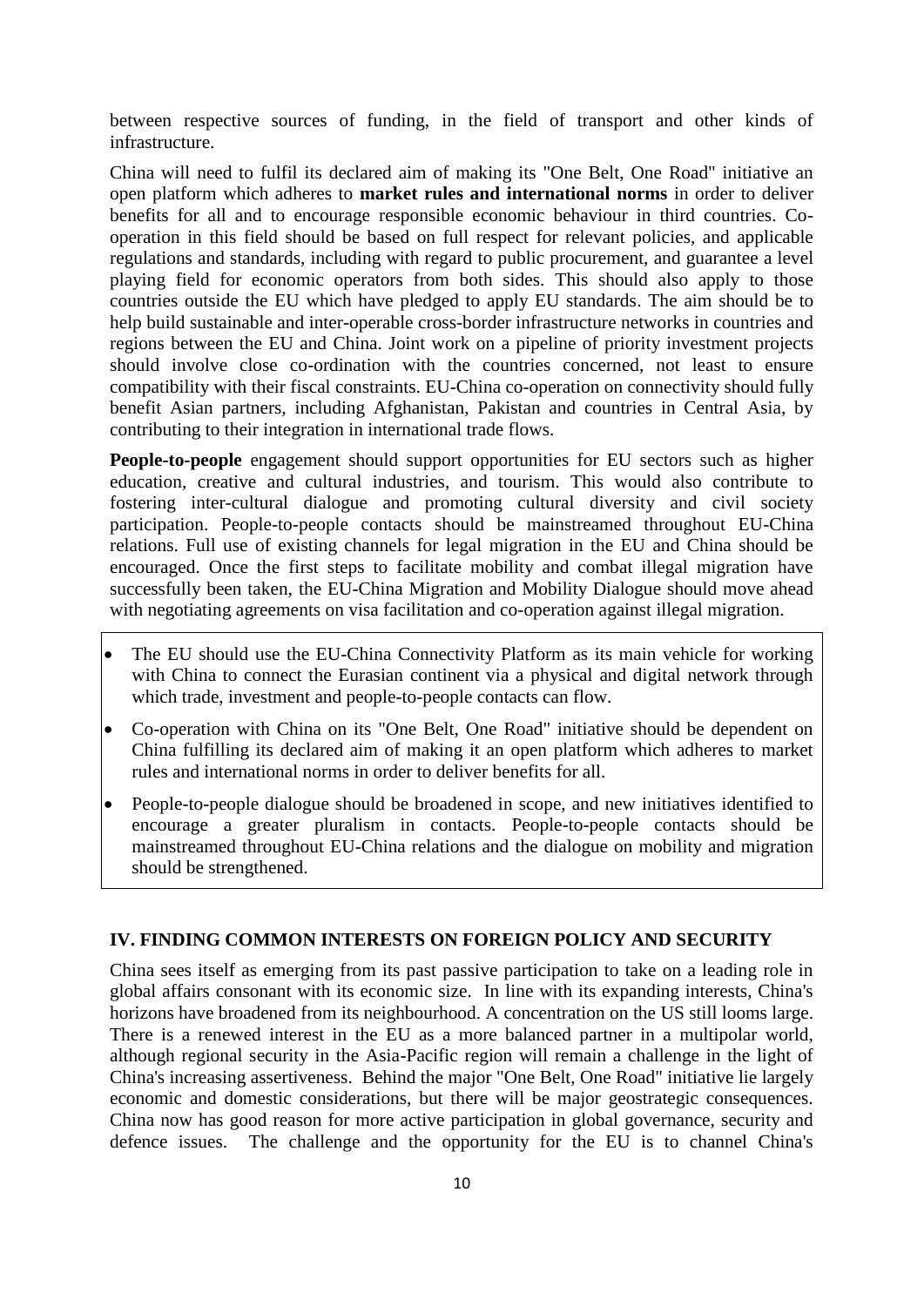between respective sources of funding, in the field of transport and other kinds of infrastructure.

China will need to fulfil its declared aim of making its "One Belt, One Road" initiative an open platform which adheres to **market rules and international norms** in order to deliver benefits for all and to encourage responsible economic behaviour in third countries. Co-operation in this field should be based on full respect for relevant policies, and applicable regulations and standards, including with regard to public procurement, and guarantee a level playing field for economic operators from both sides. This should also apply to those countries outside the EU which have pledged to apply EU standards. The aim should be to help build sustainable and inter-operable cross-border infrastructure networks in countries and regions between the EU and China. Joint work on a pipeline of priority investment projects should involve close co-ordination with the countries concerned, not least to ensure compatibility with their fiscal constraints. EU-China co-operation on connectivity should fully benefit Asian partners, including Afghanistan, Pakistan and countries in Central Asia, by contributing to their integration in international trade flows.

**People-to-people** engagement should support opportunities for EU sectors such as higher education, creative and cultural industries, and tourism. This would also contribute to fostering inter-cultural dialogue and promoting cultural diversity and civil society participation. People-to-people contacts should be mainstreamed throughout EU-China relations. Full use of existing channels for legal migration in the EU and China should be encouraged. Once the first steps to facilitate mobility and combat illegal migration have successfully been taken, the EU-China Migration and Mobility Dialogue should move ahead with negotiating agreements on visa facilitation and co-operation against illegal migration.

- The EU should use the EU-China Connectivity Platform as its main vehicle for working with China to connect the Eurasian continent via a physical and digital network through which trade, investment and people-to-people contacts can flow.
- Co-operation with China on its "One Belt, One Road" initiative should be dependent on China fulfilling its declared aim of making it an open platform which adheres to market rules and international norms in order to deliver benefits for all.
- People-to-people dialogue should be broadened in scope, and new initiatives identified to encourage a greater pluralism in contacts. People-to-people contacts should be mainstreamed throughout EU-China relations and the dialogue on mobility and migration should be strengthened.

## IV. FINDING COMMON INTERESTS ON FOREIGN POLICY AND SECURITY

China sees itself as emerging from its past passive participation to take on a leading role in global affairs consonant with its economic size. In line with its expanding interests, China's horizons have broadened from its neighbourhood. A concentration on the US still looms large. There is a renewed interest in the EU as a more balanced partner in a multipolar world, although regional security in the Asia-Pacific region will remain a challenge in the light of China's increasing assertiveness. Behind the major "One Belt, One Road" initiative lie largely economic and domestic considerations, but there will be major geostrategic consequences. China now has good reason for more active participation in global governance, security and defence issues. The challenge and the opportunity for the EU is to channel China's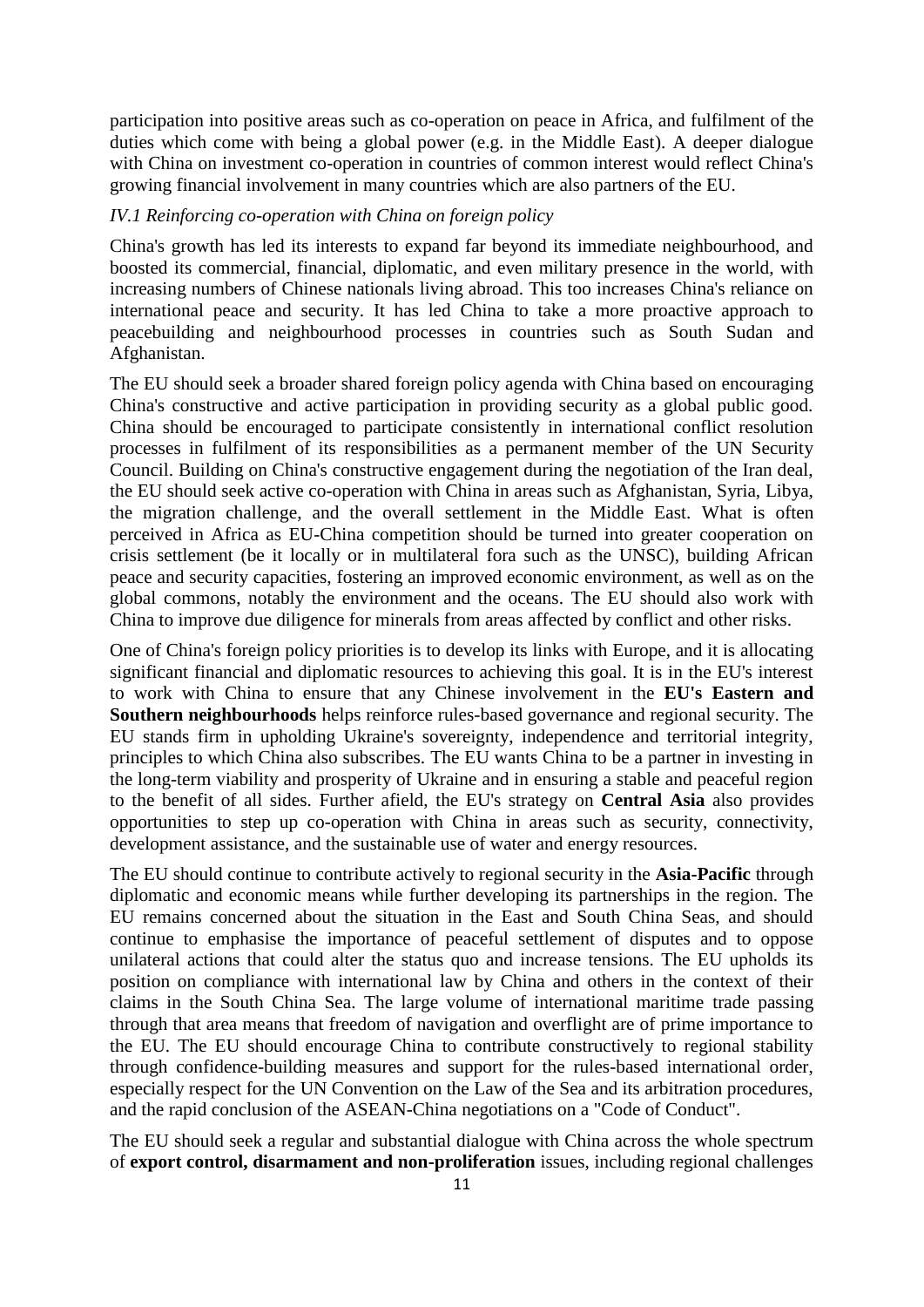participation into positive areas such as co-operation on peace in Africa, and fulfilment of the duties which come with being a global power (e.g. in the Middle East). A deeper dialogue with China on investment co-operation in countries of common interest would reflect China's growing financial involvement in many countries which are also partners of the EU.

*IV.1 Reinforcing co-operation with China on foreign policy*

China's growth has led its interests to expand far beyond its immediate neighbourhood, and boosted its commercial, financial, diplomatic, and even military presence in the world, with increasing numbers of Chinese nationals living abroad. This too increases China's reliance on international peace and security. It has led China to take a more proactive approach to peacebuilding and neighbourhood processes in countries such as South Sudan and Afghanistan.

The EU should seek a broader shared foreign policy agenda with China based on encouraging China's constructive and active participation in providing security as a global public good. China should be encouraged to participate consistently in international conflict resolution processes in fulfilment of its responsibilities as a permanent member of the UN Security Council. Building on China's constructive engagement during the negotiation of the Iran deal, the EU should seek active co-operation with China in areas such as Afghanistan, Syria, Libya, the migration challenge, and the overall settlement in the Middle East. What is often perceived in Africa as EU-China competition should be turned into greater cooperation on crisis settlement (be it locally or in multilateral fora such as the UNSC), building African peace and security capacities, fostering an improved economic environment, as well as on the global commons, notably the environment and the oceans. The EU should also work with China to improve due diligence for minerals from areas affected by conflict and other risks.

One of China's foreign policy priorities is to develop its links with Europe, and it is allocating significant financial and diplomatic resources to achieving this goal. It is in the EU's interest to work with China to ensure that any Chinese involvement in the **EU's Eastern and Southern neighbourhoods** helps reinforce rules-based governance and regional security. The EU stands firm in upholding Ukraine's sovereignty, independence and territorial integrity, principles to which China also subscribes. The EU wants China to be a partner in investing in the long-term viability and prosperity of Ukraine and in ensuring a stable and peaceful region to the benefit of all sides. Further afield, the EU's strategy on **Central Asia** also provides opportunities to step up co-operation with China in areas such as security, connectivity, development assistance, and the sustainable use of water and energy resources.

The EU should continue to contribute actively to regional security in the **Asia-Pacific** through diplomatic and economic means while further developing its partnerships in the region. The EU remains concerned about the situation in the East and South China Seas, and should continue to emphasise the importance of peaceful settlement of disputes and to oppose unilateral actions that could alter the status quo and increase tensions. The EU upholds its position on compliance with international law by China and others in the context of their claims in the South China Sea. The large volume of international maritime trade passing through that area means that freedom of navigation and overflight are of prime importance to the EU. The EU should encourage China to contribute constructively to regional stability through confidence-building measures and support for the rules-based international order, especially respect for the UN Convention on the Law of the Sea and its arbitration procedures, and the rapid conclusion of the ASEAN-China negotiations on a "Code of Conduct".

The EU should seek a regular and substantial dialogue with China across the whole spectrum of **export control, disarmament and non-proliferation** issues, including regional challenges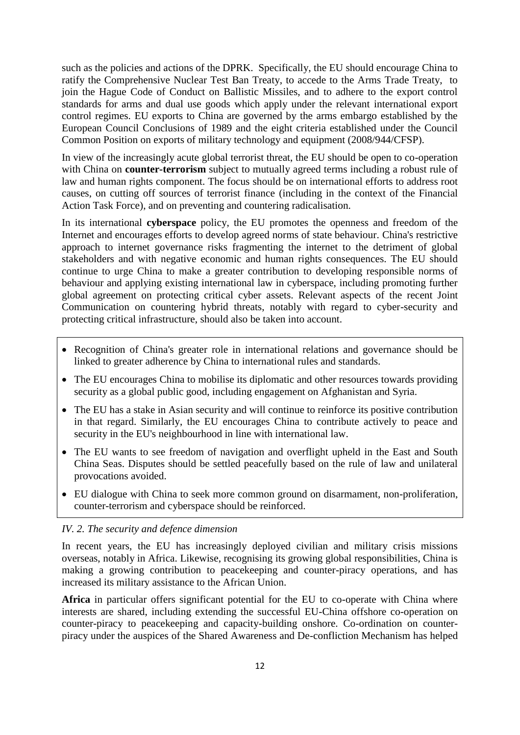such as the policies and actions of the DPRK. Specifically, the EU should encourage China to ratify the Comprehensive Nuclear Test Ban Treaty, to accede to the Arms Trade Treaty, to join the Hague Code of Conduct on Ballistic Missiles, and to adhere to the export control standards for arms and dual use goods which apply under the relevant international export control regimes. EU exports to China are governed by the arms embargo established by the European Council Conclusions of 1989 and the eight criteria established under the Council Common Position on exports of military technology and equipment (2008/944/CFSP).

In view of the increasingly acute global terrorist threat, the EU should be open to co-operation with China on **counter-terrorism** subject to mutually agreed terms including a robust rule of law and human rights component. The focus should be on international efforts to address root causes, on cutting off sources of terrorist finance (including in the context of the Financial Action Task Force), and on preventing and countering radicalisation.

In its international **cyberspace** policy, the EU promotes the openness and freedom of the Internet and encourages efforts to develop agreed norms of state behaviour. China's restrictive approach to internet governance risks fragmenting the internet to the detriment of global stakeholders and with negative economic and human rights consequences. The EU should continue to urge China to make a greater contribution to developing responsible norms of behaviour and applying existing international law in cyberspace, including promoting further global agreement on protecting critical cyber assets. Relevant aspects of the recent Joint Communication on countering hybrid threats, notably with regard to cyber-security and protecting critical infrastructure, should also be taken into account.

- Recognition of China's greater role in international relations and governance should be linked to greater adherence by China to international rules and standards.
- The EU encourages China to mobilise its diplomatic and other resources towards providing security as a global public good, including engagement on Afghanistan and Syria.
- The EU has a stake in Asian security and will continue to reinforce its positive contribution in that regard. Similarly, the EU encourages China to contribute actively to peace and security in the EU's neighbourhood in line with international law.
- The EU wants to see freedom of navigation and overflight upheld in the East and South China Seas. Disputes should be settled peacefully based on the rule of law and unilateral provocations avoided.
- EU dialogue with China to seek more common ground on disarmament, non-proliferation, counter-terrorism and cyberspace should be reinforced.

*IV. 2. The security and defence dimension*

In recent years, the EU has increasingly deployed civilian and military crisis missions overseas, notably in Africa. Likewise, recognising its growing global responsibilities, China is making a growing contribution to peacekeeping and counter-piracy operations, and has increased its military assistance to the African Union.

**Africa** in particular offers significant potential for the EU to co-operate with China where interests are shared, including extending the successful EU-China offshore co-operation on counter-piracy to peacekeeping and capacity-building onshore. Co-ordination on counter-piracy under the auspices of the Shared Awareness and De-confliction Mechanism has helped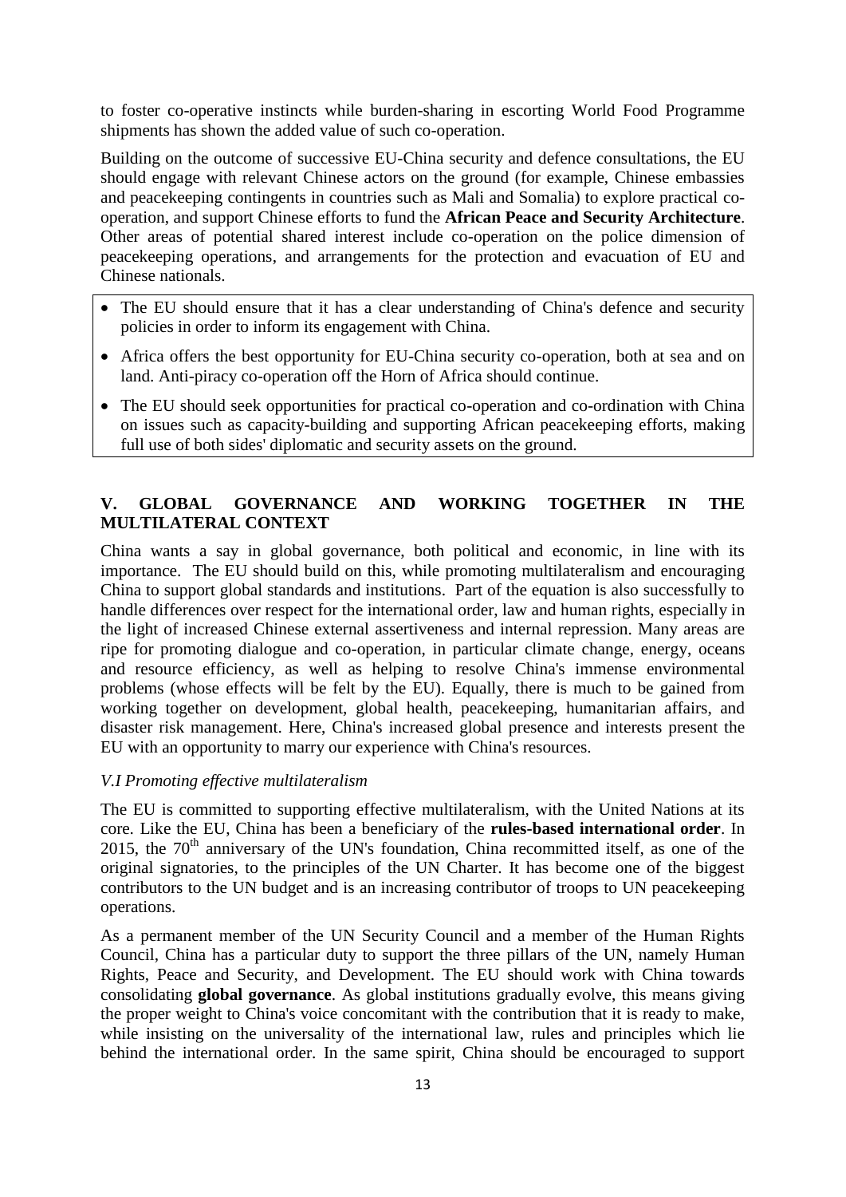to foster co-operative instincts while burden-sharing in escorting World Food Programme shipments has shown the added value of such co-operation.

Building on the outcome of successive EU-China security and defence consultations, the EU should engage with relevant Chinese actors on the ground (for example, Chinese embassies and peacekeeping contingents in countries such as Mali and Somalia) to explore practical co-operation, and support Chinese efforts to fund the **African Peace and Security Architecture**. Other areas of potential shared interest include co-operation on the police dimension of peacekeeping operations, and arrangements for the protection and evacuation of EU and Chinese nationals.

- The EU should ensure that it has a clear understanding of China's defence and security policies in order to inform its engagement with China.
- Africa offers the best opportunity for EU-China security co-operation, both at sea and on land. Anti-piracy co-operation off the Horn of Africa should continue.
- The EU should seek opportunities for practical co-operation and co-ordination with China on issues such as capacity-building and supporting African peacekeeping efforts, making full use of both sides' diplomatic and security assets on the ground.

## V. GLOBAL GOVERNANCE AND WORKING TOGETHER IN THE MULTILATERAL CONTEXT

China wants a say in global governance, both political and economic, in line with its importance. The EU should build on this, while promoting multilateralism and encouraging China to support global standards and institutions. Part of the equation is also successfully to handle differences over respect for the international order, law and human rights, especially in the light of increased Chinese external assertiveness and internal repression. Many areas are ripe for promoting dialogue and co-operation, in particular climate change, energy, oceans and resource efficiency, as well as helping to resolve China's immense environmental problems (whose effects will be felt by the EU). Equally, there is much to be gained from working together on development, global health, peacekeeping, humanitarian affairs, and disaster risk management. Here, China's increased global presence and interests present the EU with an opportunity to marry our experience with China's resources.

### *V.I Promoting effective multilateralism*

The EU is committed to supporting effective multilateralism, with the United Nations at its core. Like the EU, China has been a beneficiary of the **rules-based international order**. In 2015, the 70th anniversary of the UN's foundation, China recommitted itself, as one of the original signatories, to the principles of the UN Charter. It has become one of the biggest contributors to the UN budget and is an increasing contributor of troops to UN peacekeeping operations.

As a permanent member of the UN Security Council and a member of the Human Rights Council, China has a particular duty to support the three pillars of the UN, namely Human Rights, Peace and Security, and Development. The EU should work with China towards consolidating **global governance**. As global institutions gradually evolve, this means giving the proper weight to China's voice concomitant with the contribution that it is ready to make, while insisting on the universality of the international law, rules and principles which lie behind the international order. In the same spirit, China should be encouraged to support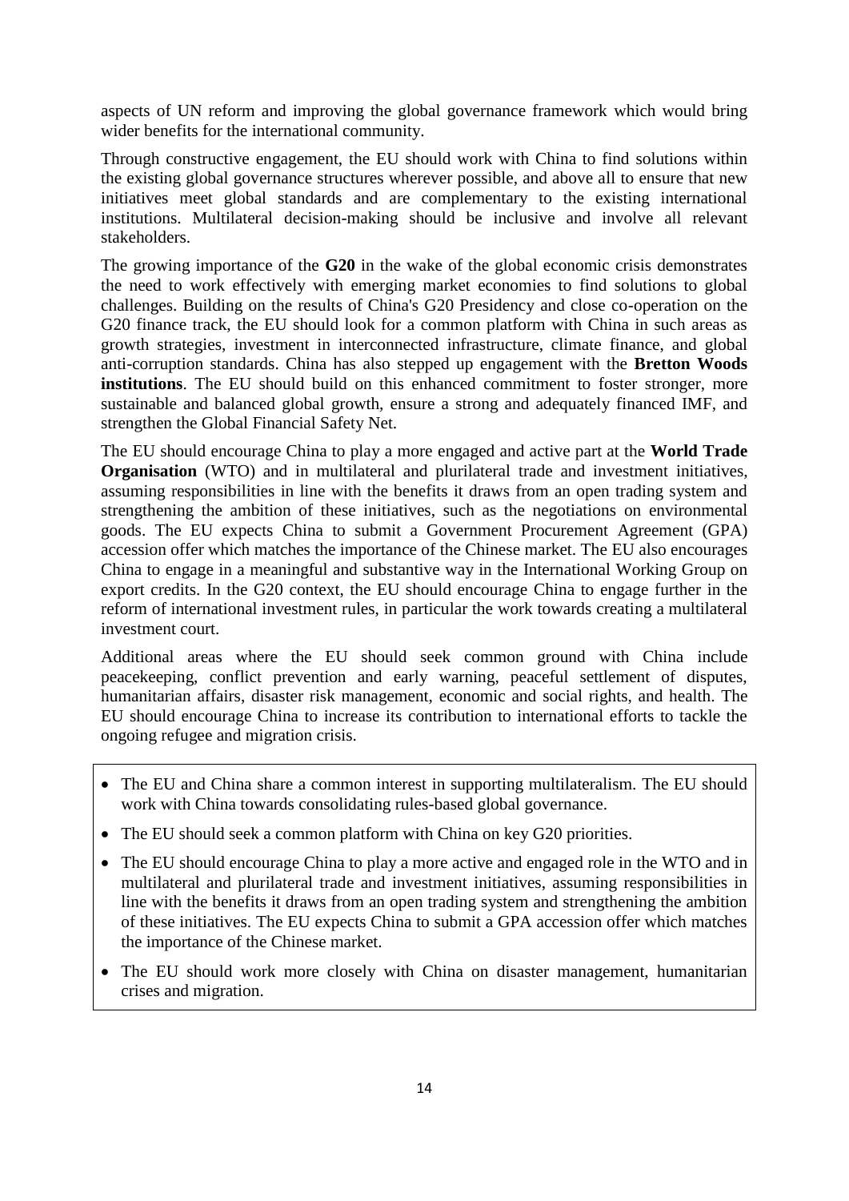aspects of UN reform and improving the global governance framework which would bring wider benefits for the international community.

Through constructive engagement, the EU should work with China to find solutions within the existing global governance structures wherever possible, and above all to ensure that new initiatives meet global standards and are complementary to the existing international institutions. Multilateral decision-making should be inclusive and involve all relevant stakeholders.

The growing importance of the **G20** in the wake of the global economic crisis demonstrates the need to work effectively with emerging market economies to find solutions to global challenges. Building on the results of China's G20 Presidency and close co-operation on the G20 finance track, the EU should look for a common platform with China in such areas as growth strategies, investment in interconnected infrastructure, climate finance, and global anti-corruption standards. China has also stepped up engagement with the **Bretton Woods institutions**. The EU should build on this enhanced commitment to foster stronger, more sustainable and balanced global growth, ensure a strong and adequately financed IMF, and strengthen the Global Financial Safety Net.

The EU should encourage China to play a more engaged and active part at the **World Trade Organisation** (WTO) and in multilateral and plurilateral trade and investment initiatives, assuming responsibilities in line with the benefits it draws from an open trading system and strengthening the ambition of these initiatives, such as the negotiations on environmental goods. The EU expects China to submit a Government Procurement Agreement (GPA) accession offer which matches the importance of the Chinese market. The EU also encourages China to engage in a meaningful and substantive way in the International Working Group on export credits. In the G20 context, the EU should encourage China to engage further in the reform of international investment rules, in particular the work towards creating a multilateral investment court.

Additional areas where the EU should seek common ground with China include peacekeeping, conflict prevention and early warning, peaceful settlement of disputes, humanitarian affairs, disaster risk management, economic and social rights, and health. The EU should encourage China to increase its contribution to international efforts to tackle the ongoing refugee and migration crisis.

- The EU and China share a common interest in supporting multilateralism. The EU should work with China towards consolidating rules-based global governance.
- The EU should seek a common platform with China on key G20 priorities.
- The EU should encourage China to play a more active and engaged role in the WTO and in multilateral and plurilateral trade and investment initiatives, assuming responsibilities in line with the benefits it draws from an open trading system and strengthening the ambition of these initiatives. The EU expects China to submit a GPA accession offer which matches the importance of the Chinese market.
- The EU should work more closely with China on disaster management, humanitarian crises and migration.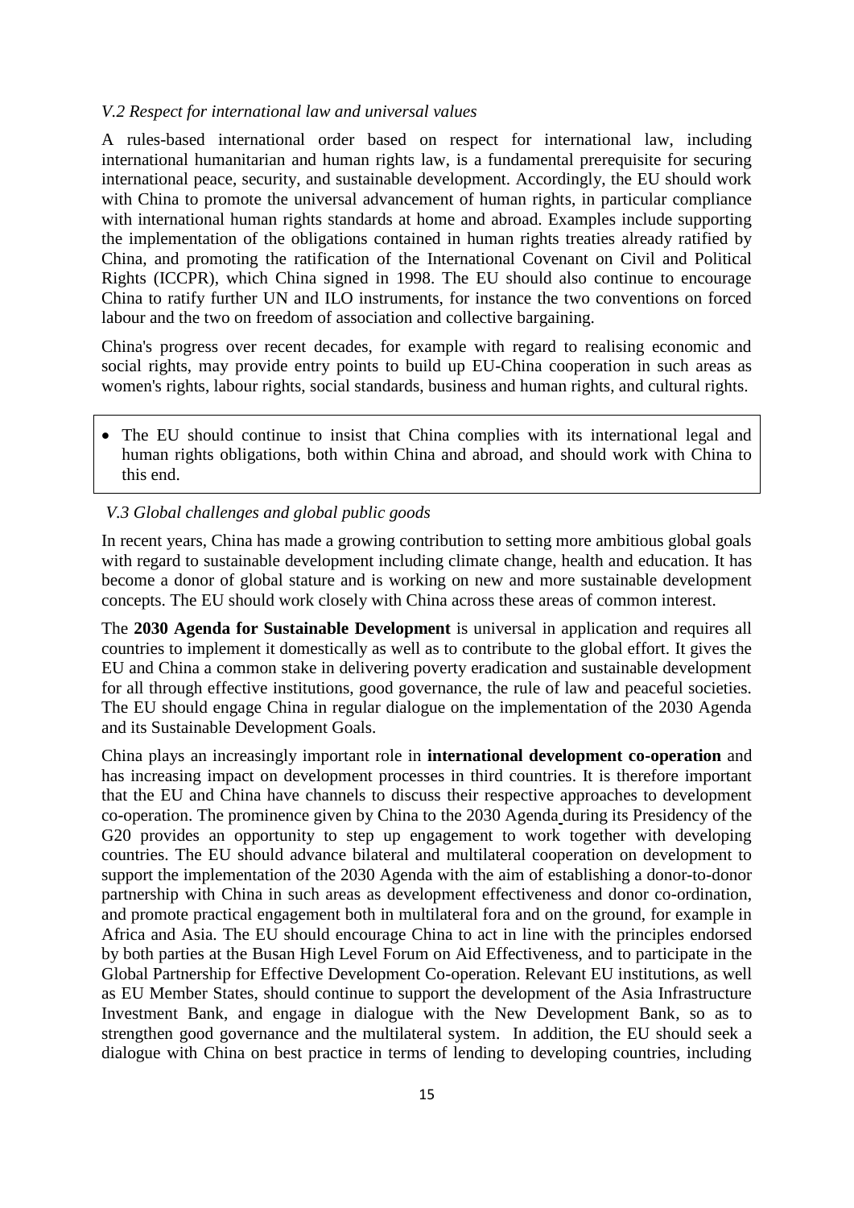*V.2 Respect for international law and universal values*

A rules-based international order based on respect for international law, including international humanitarian and human rights law, is a fundamental prerequisite for securing international peace, security, and sustainable development. Accordingly, the EU should work with China to promote the universal advancement of human rights, in particular compliance with international human rights standards at home and abroad. Examples include supporting the implementation of the obligations contained in human rights treaties already ratified by China, and promoting the ratification of the International Covenant on Civil and Political Rights (ICCPR), which China signed in 1998. The EU should also continue to encourage China to ratify further UN and ILO instruments, for instance the two conventions on forced labour and the two on freedom of association and collective bargaining.

China's progress over recent decades, for example with regard to realising economic and social rights, may provide entry points to build up EU-China cooperation in such areas as women's rights, labour rights, social standards, business and human rights, and cultural rights.

- The EU should continue to insist that China complies with its international legal and human rights obligations, both within China and abroad, and should work with China to this end.

*V.3 Global challenges and global public goods*

In recent years, China has made a growing contribution to setting more ambitious global goals with regard to sustainable development including climate change, health and education. It has become a donor of global stature and is working on new and more sustainable development concepts. The EU should work closely with China across these areas of common interest.

The **2030 Agenda for Sustainable Development** is universal in application and requires all countries to implement it domestically as well as to contribute to the global effort. It gives the EU and China a common stake in delivering poverty eradication and sustainable development for all through effective institutions, good governance, the rule of law and peaceful societies. The EU should engage China in regular dialogue on the implementation of the 2030 Agenda and its Sustainable Development Goals.

China plays an increasingly important role in **international development co-operation** and has increasing impact on development processes in third countries. It is therefore important that the EU and China have channels to discuss their respective approaches to development co-operation. The prominence given by China to the 2030 Agenda during its Presidency of the G20 provides an opportunity to step up engagement to work together with developing countries. The EU should advance bilateral and multilateral cooperation on development to support the implementation of the 2030 Agenda with the aim of establishing a donor-to-donor partnership with China in such areas as development effectiveness and donor co-ordination, and promote practical engagement both in multilateral fora and on the ground, for example in Africa and Asia. The EU should encourage China to act in line with the principles endorsed by both parties at the Busan High Level Forum on Aid Effectiveness, and to participate in the Global Partnership for Effective Development Co-operation. Relevant EU institutions, as well as EU Member States, should continue to support the development of the Asia Infrastructure Investment Bank, and engage in dialogue with the New Development Bank, so as to strengthen good governance and the multilateral system. In addition, the EU should seek a dialogue with China on best practice in terms of lending to developing countries, including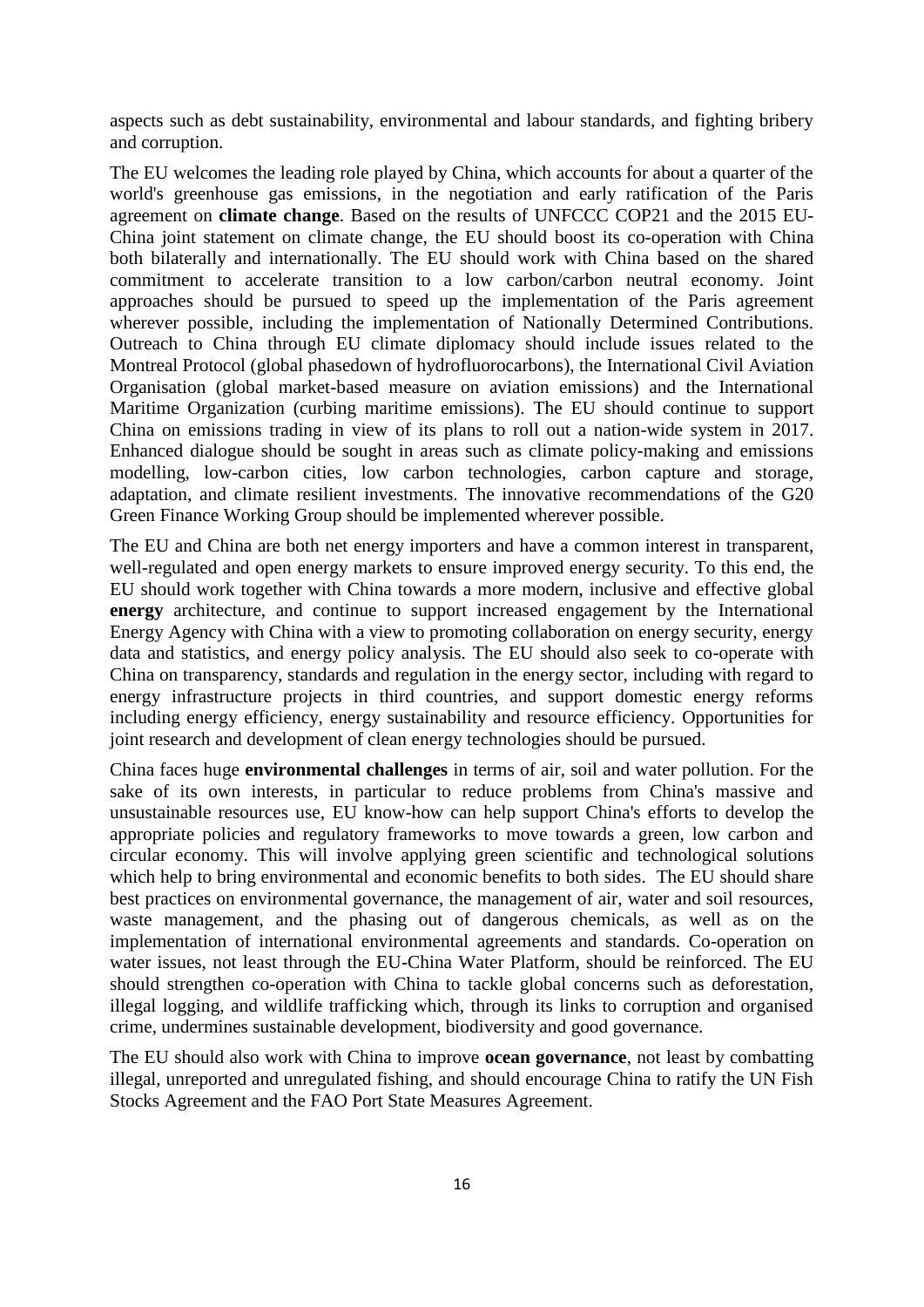aspects such as debt sustainability, environmental and labour standards, and fighting bribery and corruption.

The EU welcomes the leading role played by China, which accounts for about a quarter of the world's greenhouse gas emissions, in the negotiation and early ratification of the Paris agreement on **climate change**. Based on the results of UNFCCC COP21 and the 2015 EU-China joint statement on climate change, the EU should boost its co-operation with China both bilaterally and internationally. The EU should work with China based on the shared commitment to accelerate transition to a low carbon/carbon neutral economy. Joint approaches should be pursued to speed up the implementation of the Paris agreement wherever possible, including the implementation of Nationally Determined Contributions. Outreach to China through EU climate diplomacy should include issues related to the Montreal Protocol (global phasedown of hydrofluorocarbons), the International Civil Aviation Organisation (global market-based measure on aviation emissions) and the International Maritime Organization (curbing maritime emissions). The EU should continue to support China on emissions trading in view of its plans to roll out a nation-wide system in 2017. Enhanced dialogue should be sought in areas such as climate policy-making and emissions modelling, low-carbon cities, low carbon technologies, carbon capture and storage, adaptation, and climate resilient investments. The innovative recommendations of the G20 Green Finance Working Group should be implemented wherever possible.

The EU and China are both net energy importers and have a common interest in transparent, well-regulated and open energy markets to ensure improved energy security. To this end, the EU should work together with China towards a more modern, inclusive and effective global **energy** architecture, and continue to support increased engagement by the International Energy Agency with China with a view to promoting collaboration on energy security, energy data and statistics, and energy policy analysis. The EU should also seek to co-operate with China on transparency, standards and regulation in the energy sector, including with regard to energy infrastructure projects in third countries, and support domestic energy reforms including energy efficiency, energy sustainability and resource efficiency. Opportunities for joint research and development of clean energy technologies should be pursued.

China faces huge **environmental challenges** in terms of air, soil and water pollution. For the sake of its own interests, in particular to reduce problems from China's massive and unsustainable resources use, EU know-how can help support China's efforts to develop the appropriate policies and regulatory frameworks to move towards a green, low carbon and circular economy. This will involve applying green scientific and technological solutions which help to bring environmental and economic benefits to both sides. The EU should share best practices on environmental governance, the management of air, water and soil resources, waste management, and the phasing out of dangerous chemicals, as well as on the implementation of international environmental agreements and standards. Co-operation on water issues, not least through the EU-China Water Platform, should be reinforced. The EU should strengthen co-operation with China to tackle global concerns such as deforestation, illegal logging, and wildlife trafficking which, through its links to corruption and organised crime, undermines sustainable development, biodiversity and good governance.

The EU should also work with China to improve **ocean governance**, not least by combatting illegal, unreported and unregulated fishing, and should encourage China to ratify the UN Fish Stocks Agreement and the FAO Port State Measures Agreement.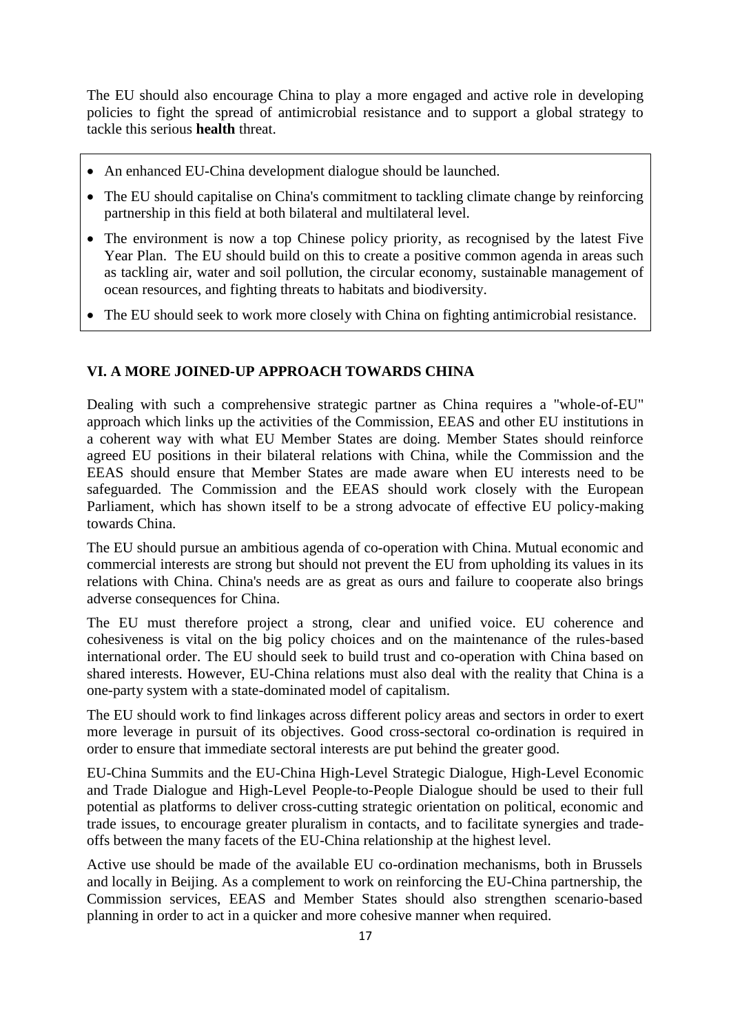The EU should also encourage China to play a more engaged and active role in developing policies to fight the spread of antimicrobial resistance and to support a global strategy to tackle this serious **health** threat.

- An enhanced EU-China development dialogue should be launched.
- The EU should capitalise on China's commitment to tackling climate change by reinforcing partnership in this field at both bilateral and multilateral level.
- The environment is now a top Chinese policy priority, as recognised by the latest Five Year Plan. The EU should build on this to create a positive common agenda in areas such as tackling air, water and soil pollution, the circular economy, sustainable management of ocean resources, and fighting threats to habitats and biodiversity.
- The EU should seek to work more closely with China on fighting antimicrobial resistance.

## VI. A MORE JOINED-UP APPROACH TOWARDS CHINA

Dealing with such a comprehensive strategic partner as China requires a "whole-of-EU" approach which links up the activities of the Commission, EEAS and other EU institutions in a coherent way with what EU Member States are doing. Member States should reinforce agreed EU positions in their bilateral relations with China, while the Commission and the EEAS should ensure that Member States are made aware when EU interests need to be safeguarded. The Commission and the EEAS should work closely with the European Parliament, which has shown itself to be a strong advocate of effective EU policy-making towards China.

The EU should pursue an ambitious agenda of co-operation with China. Mutual economic and commercial interests are strong but should not prevent the EU from upholding its values in its relations with China. China's needs are as great as ours and failure to cooperate also brings adverse consequences for China.

The EU must therefore project a strong, clear and unified voice. EU coherence and cohesiveness is vital on the big policy choices and on the maintenance of the rules-based international order. The EU should seek to build trust and co-operation with China based on shared interests. However, EU-China relations must also deal with the reality that China is a one-party system with a state-dominated model of capitalism.

The EU should work to find linkages across different policy areas and sectors in order to exert more leverage in pursuit of its objectives. Good cross-sectoral co-ordination is required in order to ensure that immediate sectoral interests are put behind the greater good.

EU-China Summits and the EU-China High-Level Strategic Dialogue, High-Level Economic and Trade Dialogue and High-Level People-to-People Dialogue should be used to their full potential as platforms to deliver cross-cutting strategic orientation on political, economic and trade issues, to encourage greater pluralism in contacts, and to facilitate synergies and trade-offs between the many facets of the EU-China relationship at the highest level.

Active use should be made of the available EU co-ordination mechanisms, both in Brussels and locally in Beijing. As a complement to work on reinforcing the EU-China partnership, the Commission services, EEAS and Member States should also strengthen scenario-based planning in order to act in a quicker and more cohesive manner when required.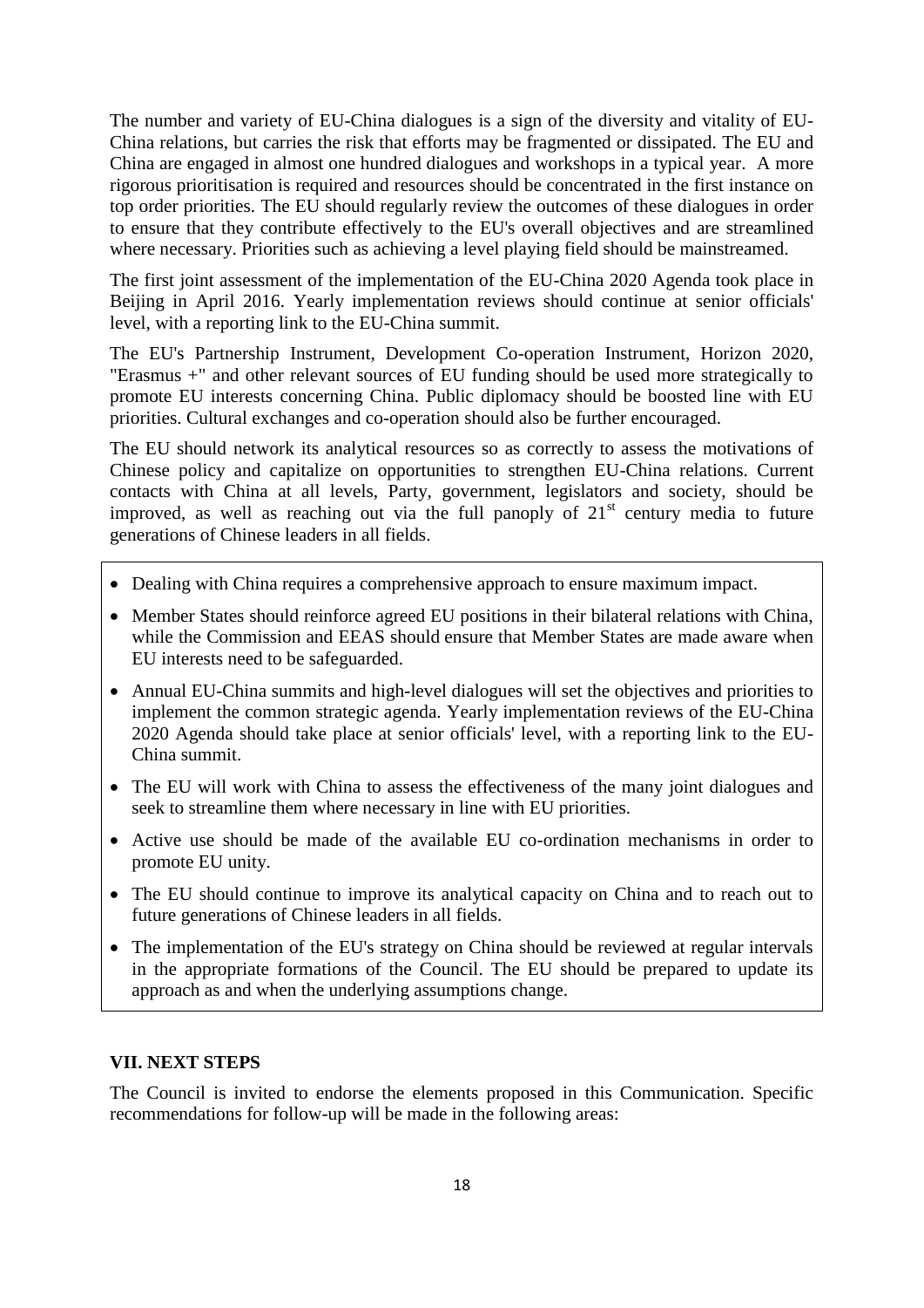The number and variety of EU-China dialogues is a sign of the diversity and vitality of EU-China relations, but carries the risk that efforts may be fragmented or dissipated. The EU and China are engaged in almost one hundred dialogues and workshops in a typical year. A more rigorous prioritisation is required and resources should be concentrated in the first instance on top order priorities. The EU should regularly review the outcomes of these dialogues in order to ensure that they contribute effectively to the EU's overall objectives and are streamlined where necessary. Priorities such as achieving a level playing field should be mainstreamed.

The first joint assessment of the implementation of the EU-China 2020 Agenda took place in Beijing in April 2016. Yearly implementation reviews should continue at senior officials' level, with a reporting link to the EU-China summit.

The EU's Partnership Instrument, Development Co-operation Instrument, Horizon 2020, "Erasmus +" and other relevant sources of EU funding should be used more strategically to promote EU interests concerning China. Public diplomacy should be boosted line with EU priorities. Cultural exchanges and co-operation should also be further encouraged.

The EU should network its analytical resources so as correctly to assess the motivations of Chinese policy and capitalize on opportunities to strengthen EU-China relations. Current contacts with China at all levels, Party, government, legislators and society, should be improved, as well as reaching out via the full panoply of 21st century media to future generations of Chinese leaders in all fields.

- Dealing with China requires a comprehensive approach to ensure maximum impact.
- Member States should reinforce agreed EU positions in their bilateral relations with China, while the Commission and EEAS should ensure that Member States are made aware when EU interests need to be safeguarded.
- Annual EU-China summits and high-level dialogues will set the objectives and priorities to implement the common strategic agenda. Yearly implementation reviews of the EU-China 2020 Agenda should take place at senior officials' level, with a reporting link to the EU-China summit.
- The EU will work with China to assess the effectiveness of the many joint dialogues and seek to streamline them where necessary in line with EU priorities.
- Active use should be made of the available EU co-ordination mechanisms in order to promote EU unity.
- The EU should continue to improve its analytical capacity on China and to reach out to future generations of Chinese leaders in all fields.
- The implementation of the EU's strategy on China should be reviewed at regular intervals in the appropriate formations of the Council. The EU should be prepared to update its approach as and when the underlying assumptions change.

## VII. NEXT STEPS

The Council is invited to endorse the elements proposed in this Communication. Specific recommendations for follow-up will be made in the following areas: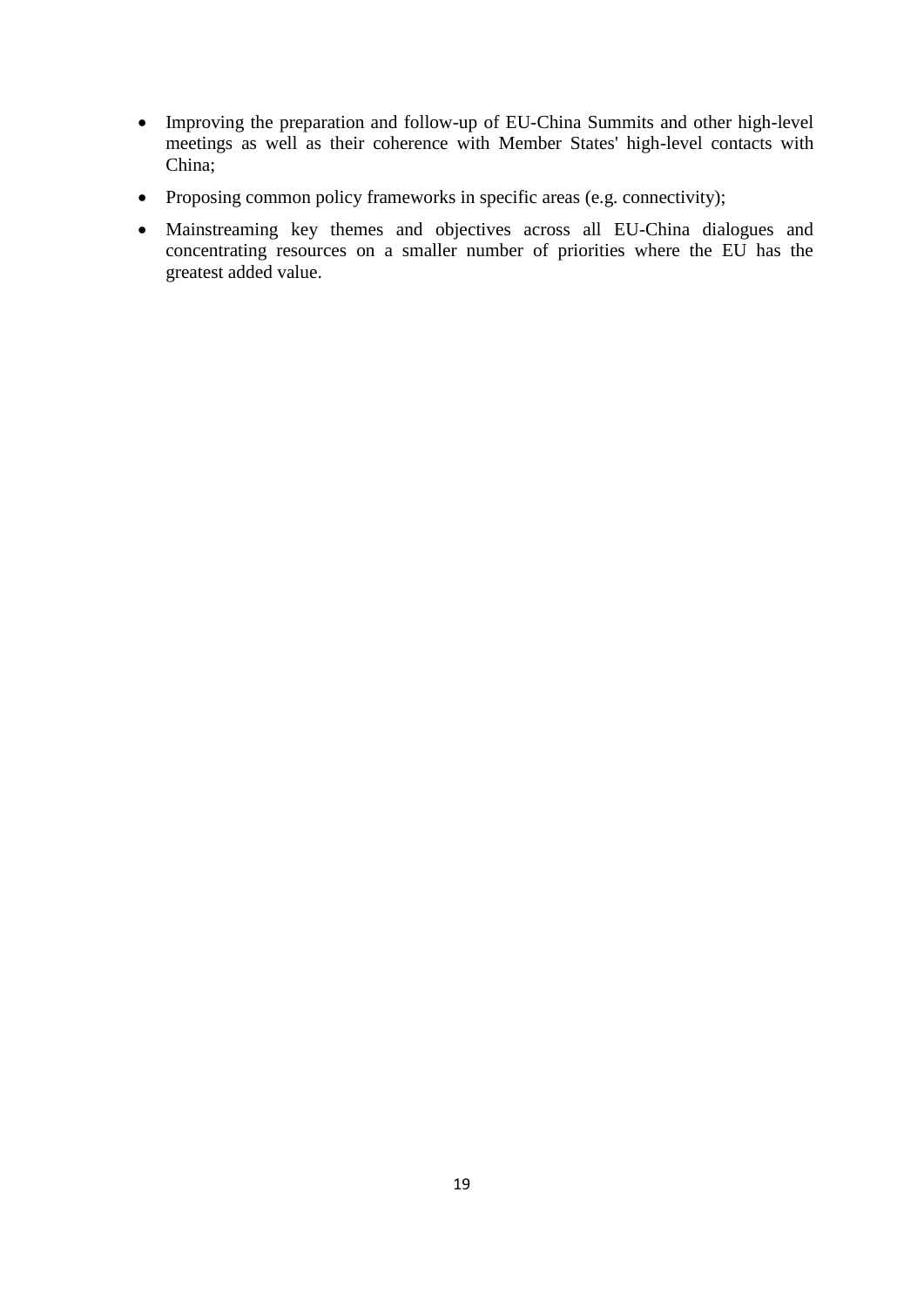- Improving the preparation and follow-up of EU-China Summits and other high-level meetings as well as their coherence with Member States' high-level contacts with China;
- Proposing common policy frameworks in specific areas (e.g. connectivity);
- Mainstreaming key themes and objectives across all EU-China dialogues and concentrating resources on a smaller number of priorities where the EU has the greatest added value.